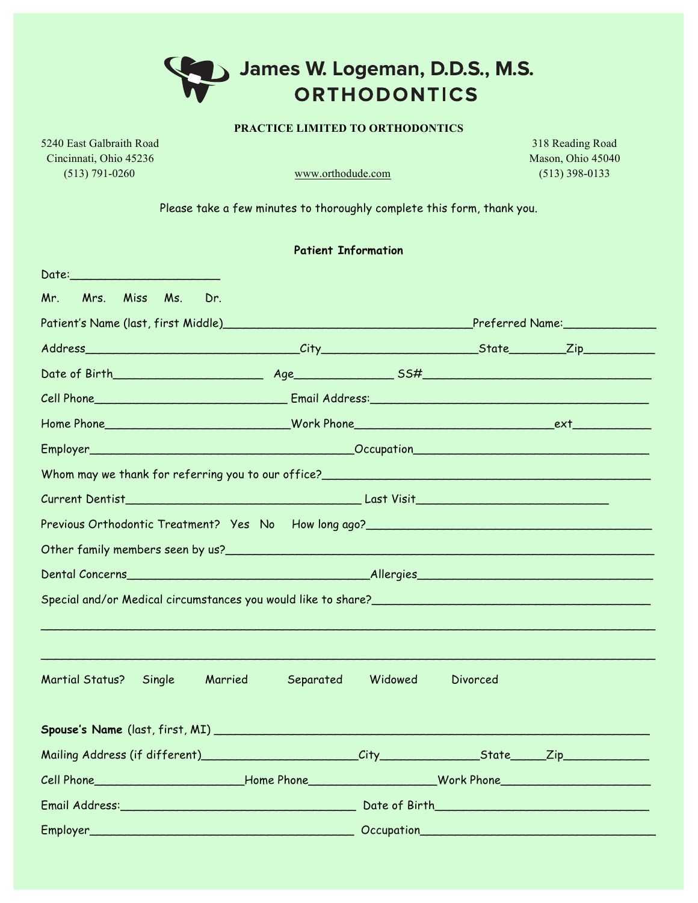# James W. Logeman, D.D.S., M.S.
## ORTHODONTICS

**PRACTICE LIMITED TO ORTHODONTICS**

5240 East Galbraith Road
Cincinnati, Ohio 45236
(513) 791-0260

www.orthodude.com

318 Reading Road
Mason, Ohio 45040
(513) 398-0133

Please take a few minutes to thoroughly complete this form, thank you.

**Patient Information**

Date:______________________

Mr. Mrs. Miss Ms. Dr.

Patient's Name (last, first Middle)_____________________________________Preferred Name:_____________

Address________________________________City_______________________State________Zip__________

Date of Birth______________________ Age______________ SS#_________________________________

Cell Phone_____________________________ Email Address:_________________________________________

Home Phone____________________________Work Phone______________________________ext___________

Employer_______________________________________Occupation___________________________________

Whom may we thank for referring you to our office?_________________________________________________

Current Dentist___________________________________ Last Visit____________________________

Previous Orthodontic Treatment? Yes No How long ago?_____________________________________________

Other family members seen by us?___________________________________________________________

Dental Concerns____________________________________Allergies__________________________________

Special and/or Medical circumstances you would like to share?_______________________________________

_____________________________________________________________________________________

_____________________________________________________________________________________

Martial Status? Single Married Separated Widowed Divorced

**Spouse's Name** (last, first, MI) __________________________________________________________________

Mailing Address (if different)________________________City______________State_____Zip____________

Cell Phone______________________Home Phone__________________Work Phone______________________

Email Address:___________________________________ Date of Birth________________________________

Employer_______________________________________ Occupation__________________________________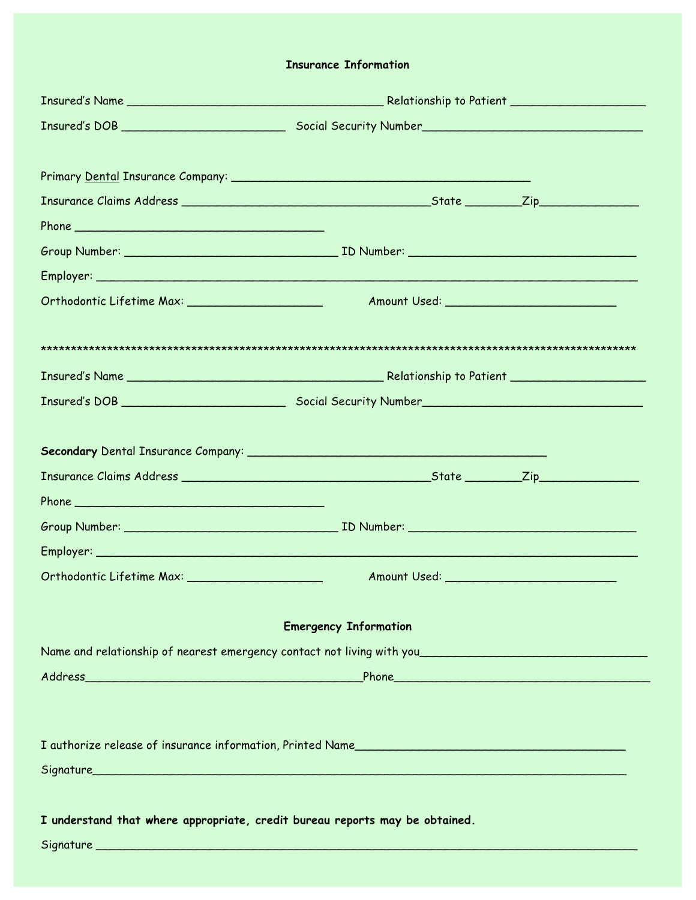## Insurance Information

Insured's Name ______________________________________ Relationship to Patient ___________________

Insured's DOB ________________________ Social Security Number________________________________

Primary Dental Insurance Company: ____________________________________________

Insurance Claims Address _____________________________________State ________Zip______________

Phone _____________________________________

Group Number: ________________________________ ID Number: __________________________________

Employer: ________________________________________________________________________________

Orthodontic Lifetime Max: ____________________ Amount Used: _________________________

*************************************************************************************************

Insured's Name ______________________________________ Relationship to Patient ___________________

Insured's DOB ________________________ Social Security Number________________________________

**Secondary** Dental Insurance Company: ____________________________________________

Insurance Claims Address _____________________________________State ________Zip______________

Phone _____________________________________

Group Number: ________________________________ ID Number: __________________________________

Employer: ________________________________________________________________________________

Orthodontic Lifetime Max: ____________________ Amount Used: _________________________

## Emergency Information

Name and relationship of nearest emergency contact not living with you_________________________________

Address_________________________________________Phone_______________________________________

I authorize release of insurance information, Printed Name________________________________________

Signature_______________________________________________________________________________

**I understand that where appropriate, credit bureau reports may be obtained.**

Signature ________________________________________________________________________________